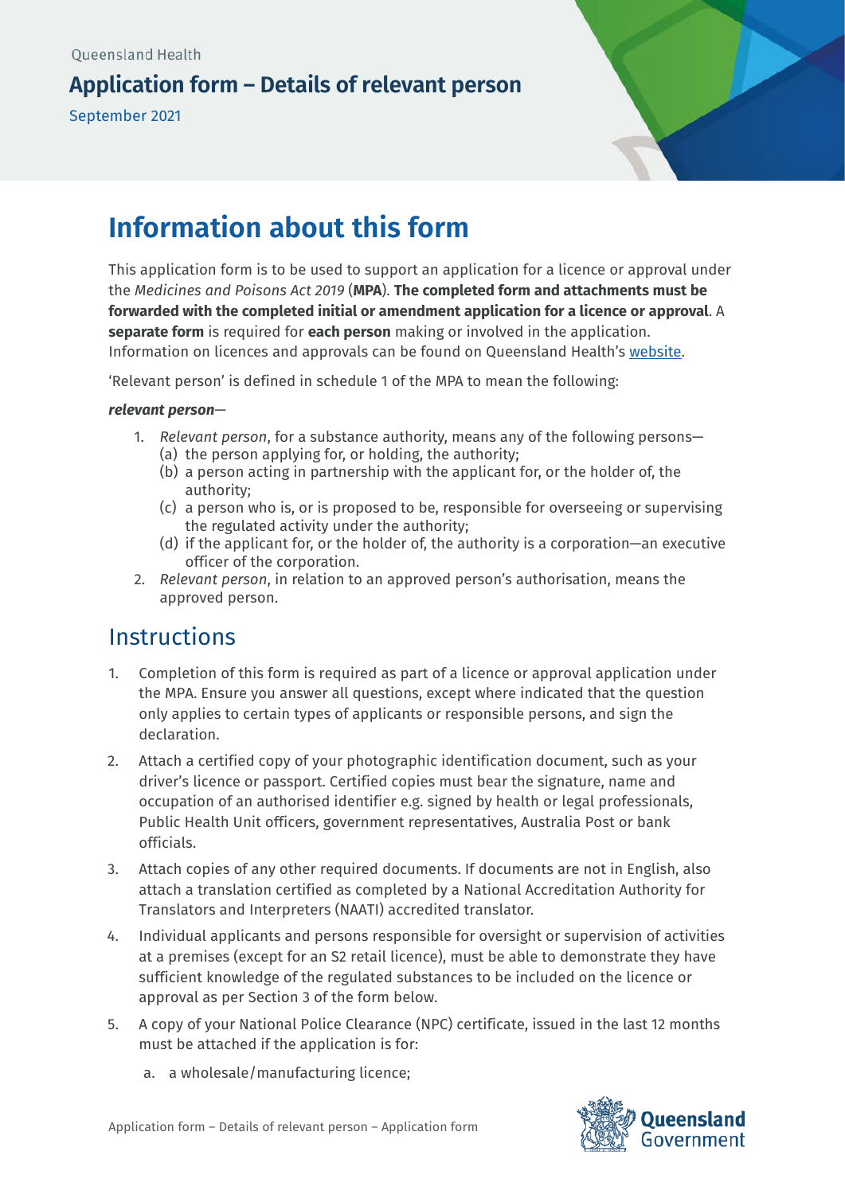Queensland Health

# Application form – Details of relevant person

September 2021

# Information about this form

This application form is to be used to support an application for a licence or approval under the *Medicines and Poisons Act 2019* (**MPA**). **The completed form and attachments must be forwarded with the completed initial or amendment application for a licence or approval**. A **separate form** is required for **each person** making or involved in the application. Information on licences and approvals can be found on Queensland Health's website.

'Relevant person' is defined in schedule 1 of the MPA to mean the following:

***relevant person***—

1. *Relevant person*, for a substance authority, means any of the following persons—
   (a) the person applying for, or holding, the authority;
   (b) a person acting in partnership with the applicant for, or the holder of, the authority;
   (c) a person who is, or is proposed to be, responsible for overseeing or supervising the regulated activity under the authority;
   (d) if the applicant for, or the holder of, the authority is a corporation—an executive officer of the corporation.
2. *Relevant person*, in relation to an approved person's authorisation, means the approved person.

## Instructions

1. Completion of this form is required as part of a licence or approval application under the MPA. Ensure you answer all questions, except where indicated that the question only applies to certain types of applicants or responsible persons, and sign the declaration.
2. Attach a certified copy of your photographic identification document, such as your driver's licence or passport. Certified copies must bear the signature, name and occupation of an authorised identifier e.g. signed by health or legal professionals, Public Health Unit officers, government representatives, Australia Post or bank officials.
3. Attach copies of any other required documents. If documents are not in English, also attach a translation certified as completed by a National Accreditation Authority for Translators and Interpreters (NAATI) accredited translator.
4. Individual applicants and persons responsible for oversight or supervision of activities at a premises (except for an S2 retail licence), must be able to demonstrate they have sufficient knowledge of the regulated substances to be included on the licence or approval as per Section 3 of the form below.
5. A copy of your National Police Clearance (NPC) certificate, issued in the last 12 months must be attached if the application is for:
   a. a wholesale/manufacturing licence;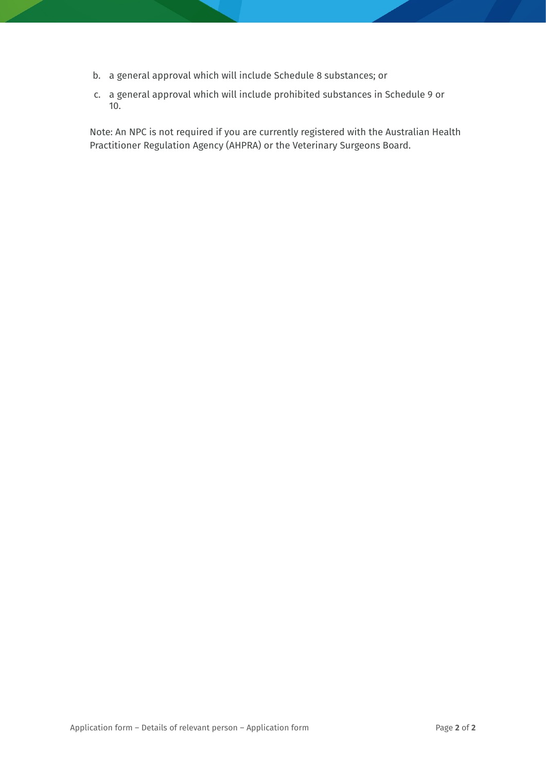b. a general approval which will include Schedule 8 substances; or

c. a general approval which will include prohibited substances in Schedule 9 or 10.

Note: An NPC is not required if you are currently registered with the Australian Health Practitioner Regulation Agency (AHPRA) or the Veterinary Surgeons Board.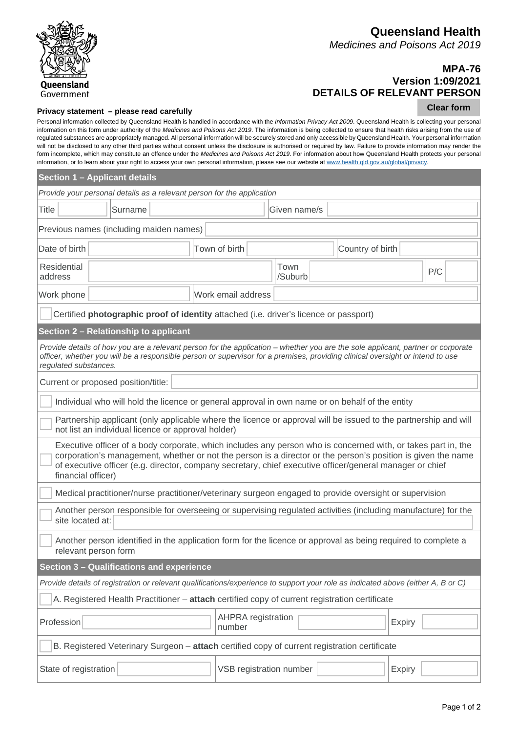Queensland Government

# Queensland Health

*Medicines and Poisons Act 2019*

**MPA-76**
**Version 1:09/2021**
**DETAILS OF RELEVANT PERSON**

Clear form

**Privacy statement – please read carefully**

Personal information collected by Queensland Health is handled in accordance with the *Information Privacy Act 2009*. Queensland Health is collecting your personal information on this form under authority of the *Medicines and Poisons Act 2019*. The information is being collected to ensure that health risks arising from the use of regulated substances are appropriately managed. All personal information will be securely stored and only accessible by Queensland Health. Your personal information will not be disclosed to any other third parties without consent unless the disclosure is authorised or required by law. Failure to provide information may render the form incomplete, which may constitute an offence under the *Medicines and Poisons Act 2019*. For information about how Queensland Health protects your personal information, or to learn about your right to access your own personal information, please see our website at www.health.qld.gov.au/global/privacy.

## Section 1 – Applicant details

*Provide your personal details as a relevant person for the application*

| Title | | Surname | | Given name/s | |
|---|---|---|---|---|---|

Previous names (including maiden names):

| Date of birth | | Town of birth | | Country of birth | |
|---|---|---|---|---|---|

| Residential address | | Town /Suburb | | P/C | |
|---|---|---|---|---|---|

| Work phone | | Work email address | |
|---|---|---|---|

☐ Certified **photographic proof of identity** attached (i.e. driver's licence or passport)

## Section 2 – Relationship to applicant

*Provide details of how you are a relevant person for the application – whether you are the sole applicant, partner or corporate officer, whether you will be a responsible person or supervisor for a premises, providing clinical oversight or intend to use regulated substances.*

Current or proposed position/title:

☐ Individual who will hold the licence or general approval in own name or on behalf of the entity

☐ Partnership applicant (only applicable where the licence or approval will be issued to the partnership and will not list an individual licence or approval holder)

☐ Executive officer of a body corporate, which includes any person who is concerned with, or takes part in, the corporation's management, whether or not the person is a director or the person's position is given the name of executive officer (e.g. director, company secretary, chief executive officer/general manager or chief financial officer)

☐ Medical practitioner/nurse practitioner/veterinary surgeon engaged to provide oversight or supervision

☐ Another person responsible for overseeing or supervising regulated activities (including manufacture) for the site located at:

☐ Another person identified in the application form for the licence or approval as being required to complete a relevant person form

## Section 3 – Qualifications and experience

*Provide details of registration or relevant qualifications/experience to support your role as indicated above (either A, B or C)*

☐ A. Registered Health Practitioner – **attach** certified copy of current registration certificate

| Profession | | AHPRA registration number | | Expiry | |
|---|---|---|---|---|---|

☐ B. Registered Veterinary Surgeon – **attach** certified copy of current registration certificate

| State of registration | | VSB registration number | | Expiry | |
|---|---|---|---|---|---|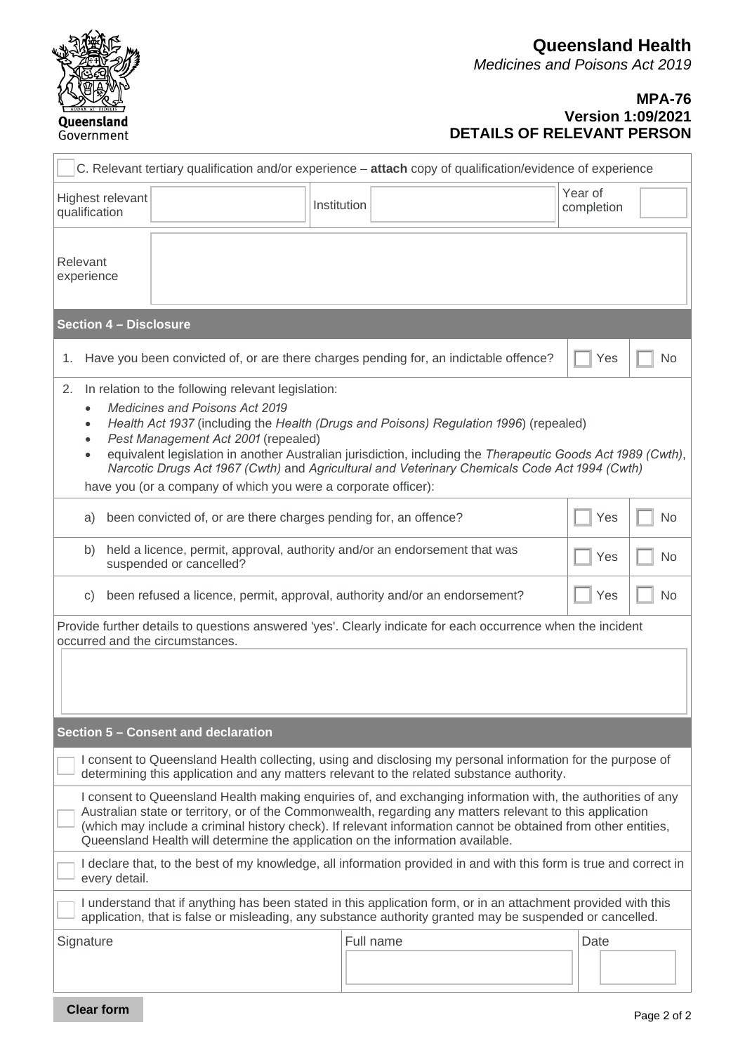**Queensland Health**
*Medicines and Poisons Act 2019*

**MPA-76**
**Version 1:09/2021**
**DETAILS OF RELEVANT PERSON**

☐ C. Relevant tertiary qualification and/or experience – **attach** copy of qualification/evidence of experience

| | | | | | |
|---|---|---|---|---|---|
| Highest relevant qualification | | Institution | | Year of completion | |
| Relevant experience | | | | | |

## Section 4 – Disclosure

| | | |
|---|---|---|
| 1. Have you been convicted of, or are there charges pending for, an indictable offence? | ☐ Yes | ☐ No |

2. In relation to the following relevant legislation:
   - *Medicines and Poisons Act 2019*
   - *Health Act 1937* (including the *Health (Drugs and Poisons) Regulation 1996*) (repealed)
   - *Pest Management Act 2001* (repealed)
   - equivalent legislation in another Australian jurisdiction, including the *Therapeutic Goods Act 1989 (Cwth)*, *Narcotic Drugs Act 1967 (Cwth)* and *Agricultural and Veterinary Chemicals Code Act 1994 (Cwth)*

   have you (or a company of which you were a corporate officer):

| | | |
|---|---|---|
| a) been convicted of, or are there charges pending for, an offence? | ☐ Yes | ☐ No |
| b) held a licence, permit, approval, authority and/or an endorsement that was suspended or cancelled? | ☐ Yes | ☐ No |
| c) been refused a licence, permit, approval, authority and/or an endorsement? | ☐ Yes | ☐ No |

Provide further details to questions answered 'yes'. Clearly indicate for each occurrence when the incident occurred and the circumstances.

## Section 5 – Consent and declaration

☐ I consent to Queensland Health collecting, using and disclosing my personal information for the purpose of determining this application and any matters relevant to the related substance authority.

☐ I consent to Queensland Health making enquiries of, and exchanging information with, the authorities of any Australian state or territory, or of the Commonwealth, regarding any matters relevant to this application (which may include a criminal history check). If relevant information cannot be obtained from other entities, Queensland Health will determine the application on the information available.

☐ I declare that, to the best of my knowledge, all information provided in and with this form is true and correct in every detail.

☐ I understand that if anything has been stated in this application form, or in an attachment provided with this application, that is false or misleading, any substance authority granted may be suspended or cancelled.

| Signature | Full name | Date |
|---|---|---|
| | | |

Clear form